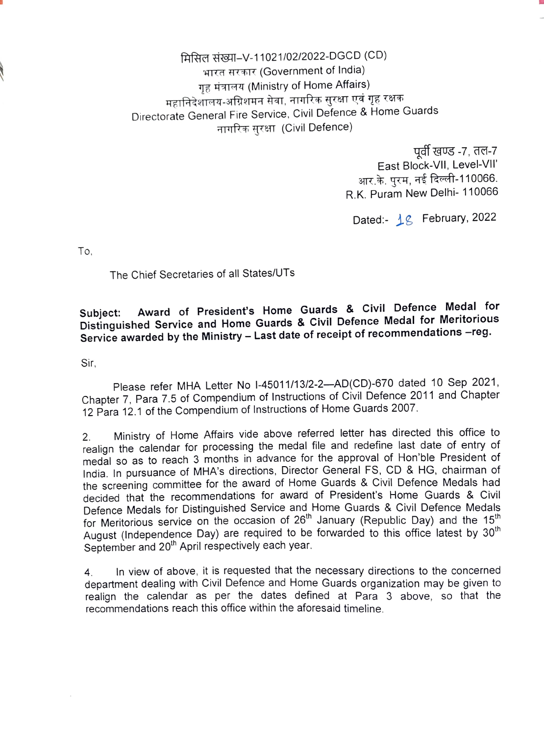मिसिल संख्या–V-11021/02/2022-DGCD (CD)
भारत सरकार (Government of India)
गृह मंत्रालय (Ministry of Home Affairs)
महानिदेशालय-अग्निशमन सेवा, नागरिक सुरक्षा एवं गृह रक्षक
Directorate General Fire Service, Civil Defence & Home Guards
नागरिक सुरक्षा (Civil Defence)

पूर्वी खण्ड -7, तल-7
East Block-VII, Level-VII'
आर.के. पुरम, नई दिल्ली-110066.
R.K. Puram New Delhi- 110066

Dated:- 18 February, 2022

To,

The Chief Secretaries of all States/UTs

**Subject: Award of President's Home Guards & Civil Defence Medal for Distinguished Service and Home Guards & Civil Defence Medal for Meritorious Service awarded by the Ministry – Last date of receipt of recommendations –reg.**

Sir,

Please refer MHA Letter No I-45011/13/2-2—AD(CD)-670 dated 10 Sep 2021, Chapter 7, Para 7.5 of Compendium of Instructions of Civil Defence 2011 and Chapter 12 Para 12.1 of the Compendium of Instructions of Home Guards 2007.

2. Ministry of Home Affairs vide above referred letter has directed this office to realign the calendar for processing the medal file and redefine last date of entry of medal so as to reach 3 months in advance for the approval of Hon'ble President of India. In pursuance of MHA's directions, Director General FS, CD & HG, chairman of the screening committee for the award of Home Guards & Civil Defence Medals had decided that the recommendations for award of President's Home Guards & Civil Defence Medals for Distinguished Service and Home Guards & Civil Defence Medals for Meritorious service on the occasion of 26th January (Republic Day) and the 15th August (Independence Day) are required to be forwarded to this office latest by 30th September and 20th April respectively each year.

4. In view of above, it is requested that the necessary directions to the concerned department dealing with Civil Defence and Home Guards organization may be given to realign the calendar as per the dates defined at Para 3 above, so that the recommendations reach this office within the aforesaid timeline.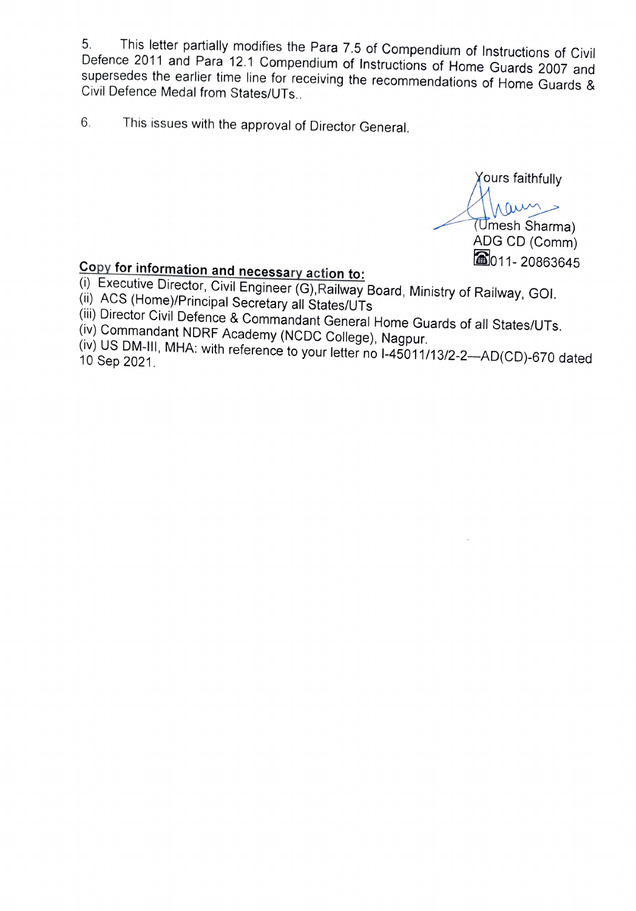5. This letter partially modifies the Para 7.5 of Compendium of Instructions of Civil Defence 2011 and Para 12.1 Compendium of Instructions of Home Guards 2007 and supersedes the earlier time line for receiving the recommendations of Home Guards & Civil Defence Medal from States/UTs..

6. This issues with the approval of Director General.

Yours faithfully

(Umesh Sharma)
ADG CD (Comm)
☎011- 20863645

**Copy for information and necessary action to:**

(i) Executive Director, Civil Engineer (G),Railway Board, Ministry of Railway, GOI.
(ii) ACS (Home)/Principal Secretary all States/UTs
(iii) Director Civil Defence & Commandant General Home Guards of all States/UTs.
(iv) Commandant NDRF Academy (NCDC College), Nagpur.
(iv) US DM-III, MHA: with reference to your letter no I-45011/13/2-2—AD(CD)-670 dated 10 Sep 2021.